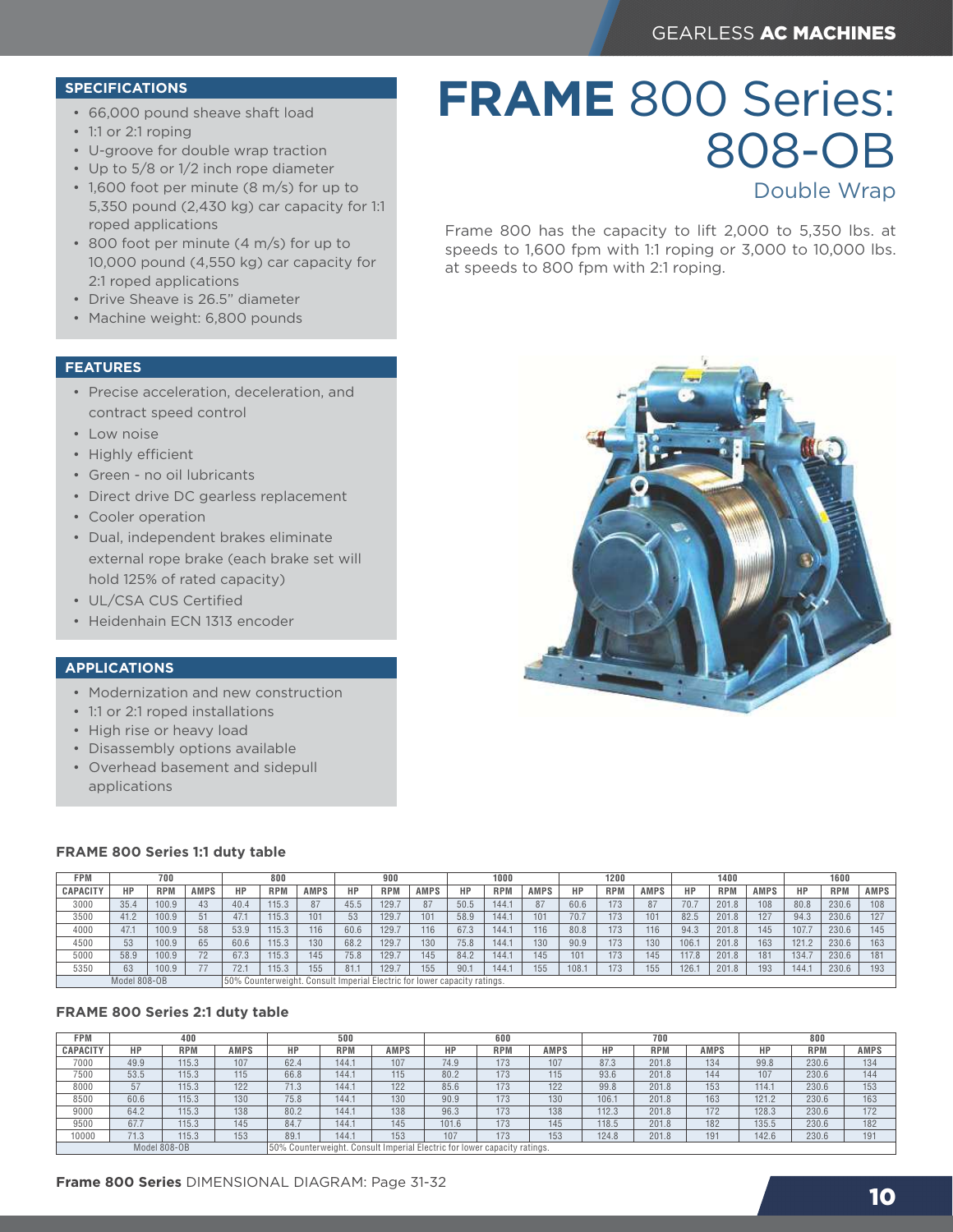# FRAME 800 Series: 808-OB

## Double Wrap

Frame 800 has the capacity to lift 2,000 to 5,350 lbs. at speeds to 1,600 fpm with 1:1 roping or 3,000 to 10,000 lbs. at speeds to 800 fpm with 2:1 roping.

### SPECIFICATIONS

- 66,000 pound sheave shaft load
- 1:1 or 2:1 roping
- U-groove for double wrap traction
- Up to 5/8 or 1/2 inch rope diameter
- 1,600 foot per minute (8 m/s) for up to 5,350 pound (2,430 kg) car capacity for 1:1 roped applications
- 800 foot per minute (4 m/s) for up to 10,000 pound (4,550 kg) car capacity for 2:1 roped applications
- Drive Sheave is 26.5" diameter
- Machine weight: 6,800 pounds

### FEATURES

- Precise acceleration, deceleration, and contract speed control
- Low noise
- Highly efficient
- Green - no oil lubricants
- Direct drive DC gearless replacement
- Cooler operation
- Dual, independent brakes eliminate external rope brake (each brake set will hold 125% of rated capacity)
- UL/CSA CUS Certified
- Heidenhain ECN 1313 encoder

### APPLICATIONS

- Modernization and new construction
- 1:1 or 2:1 roped installations
- High rise or heavy load
- Disassembly options available
- Overhead basement and sidepull applications

### FRAME 800 Series 1:1 duty table

| FPM | 700 | | | 800 | | | 900 | | | 1000 | | | 1200 | | | 1400 | | | 1600 | | |
|---|---|---|---|---|---|---|---|---|---|---|---|---|---|---|---|---|---|---|---|---|---|
| CAPACITY | HP | RPM | AMPS | HP | RPM | AMPS | HP | RPM | AMPS | HP | RPM | AMPS | HP | RPM | AMPS | HP | RPM | AMPS | HP | RPM | AMPS |
| 3000 | 35.4 | 100.9 | 43 | 40.4 | 115.3 | 87 | 45.5 | 129.7 | 87 | 50.5 | 144.1 | 87 | 60.6 | 173 | 87 | 70.7 | 201.8 | 108 | 80.8 | 230.6 | 108 |
| 3500 | 41.2 | 100.9 | 51 | 47.1 | 115.3 | 101 | 53 | 129.7 | 101 | 58.9 | 144.1 | 101 | 70.7 | 173 | 101 | 82.5 | 201.8 | 127 | 94.3 | 230.6 | 127 |
| 4000 | 47.1 | 100.9 | 58 | 53.9 | 115.3 | 116 | 60.6 | 129.7 | 116 | 67.3 | 144.1 | 116 | 80.8 | 173 | 116 | 94.3 | 201.8 | 145 | 107.7 | 230.6 | 145 |
| 4500 | 53 | 100.9 | 65 | 60.6 | 115.3 | 130 | 68.2 | 129.7 | 130 | 75.8 | 144.1 | 130 | 90.9 | 173 | 130 | 106.1 | 201.8 | 163 | 121.2 | 230.6 | 163 |
| 5000 | 58.9 | 100.9 | 72 | 67.3 | 115.3 | 145 | 75.8 | 129.7 | 145 | 84.2 | 144.1 | 145 | 101 | 173 | 145 | 117.8 | 201.8 | 181 | 134.7 | 230.6 | 181 |
| 5350 | 63 | 100.9 | 77 | 72.1 | 115.3 | 155 | 81.1 | 129.7 | 155 | 90.1 | 144.1 | 155 | 108.1 | 173 | 155 | 126.1 | 201.8 | 193 | 144.1 | 230.6 | 193 |
| Model 808-OB | | | | 50% Counterweight. Consult Imperial Electric for lower capacity ratings. | | | | | | | | | | | | | | | | | |

### FRAME 800 Series 2:1 duty table

| FPM | 400 | | | 500 | | | 600 | | | 700 | | | 800 | | |
|---|---|---|---|---|---|---|---|---|---|---|---|---|---|---|---|
| CAPACITY | HP | RPM | AMPS | HP | RPM | AMPS | HP | RPM | AMPS | HP | RPM | AMPS | HP | RPM | AMPS |
| 7000 | 49.9 | 115.3 | 107 | 62.4 | 144.1 | 107 | 74.9 | 173 | 107 | 87.3 | 201.8 | 134 | 99.8 | 230.6 | 134 |
| 7500 | 53.5 | 115.3 | 115 | 66.8 | 144.1 | 115 | 80.2 | 173 | 115 | 93.6 | 201.8 | 144 | 107 | 230.6 | 144 |
| 8000 | 57 | 115.3 | 122 | 71.3 | 144.1 | 122 | 85.6 | 173 | 122 | 99.8 | 201.8 | 153 | 114.1 | 230.6 | 153 |
| 8500 | 60.6 | 115.3 | 130 | 75.8 | 144.1 | 130 | 90.9 | 173 | 130 | 106.1 | 201.8 | 163 | 121.2 | 230.6 | 163 |
| 9000 | 64.2 | 115.3 | 138 | 80.2 | 144.1 | 138 | 96.3 | 173 | 138 | 112.3 | 201.8 | 172 | 128.3 | 230.6 | 172 |
| 9500 | 67.7 | 115.3 | 145 | 84.7 | 144.1 | 145 | 101.6 | 173 | 145 | 118.5 | 201.8 | 182 | 135.5 | 230.6 | 182 |
| 10000 | 71.3 | 115.3 | 153 | 89.1 | 144.1 | 153 | 107 | 173 | 153 | 124.8 | 201.8 | 191 | 142.6 | 230.6 | 191 |
| Model 808-OB | | | | 50% Counterweight. Consult Imperial Electric for lower capacity ratings. | | | | | | | | | | | |

**Frame 800 Series** DIMENSIONAL DIAGRAM: Page 31-32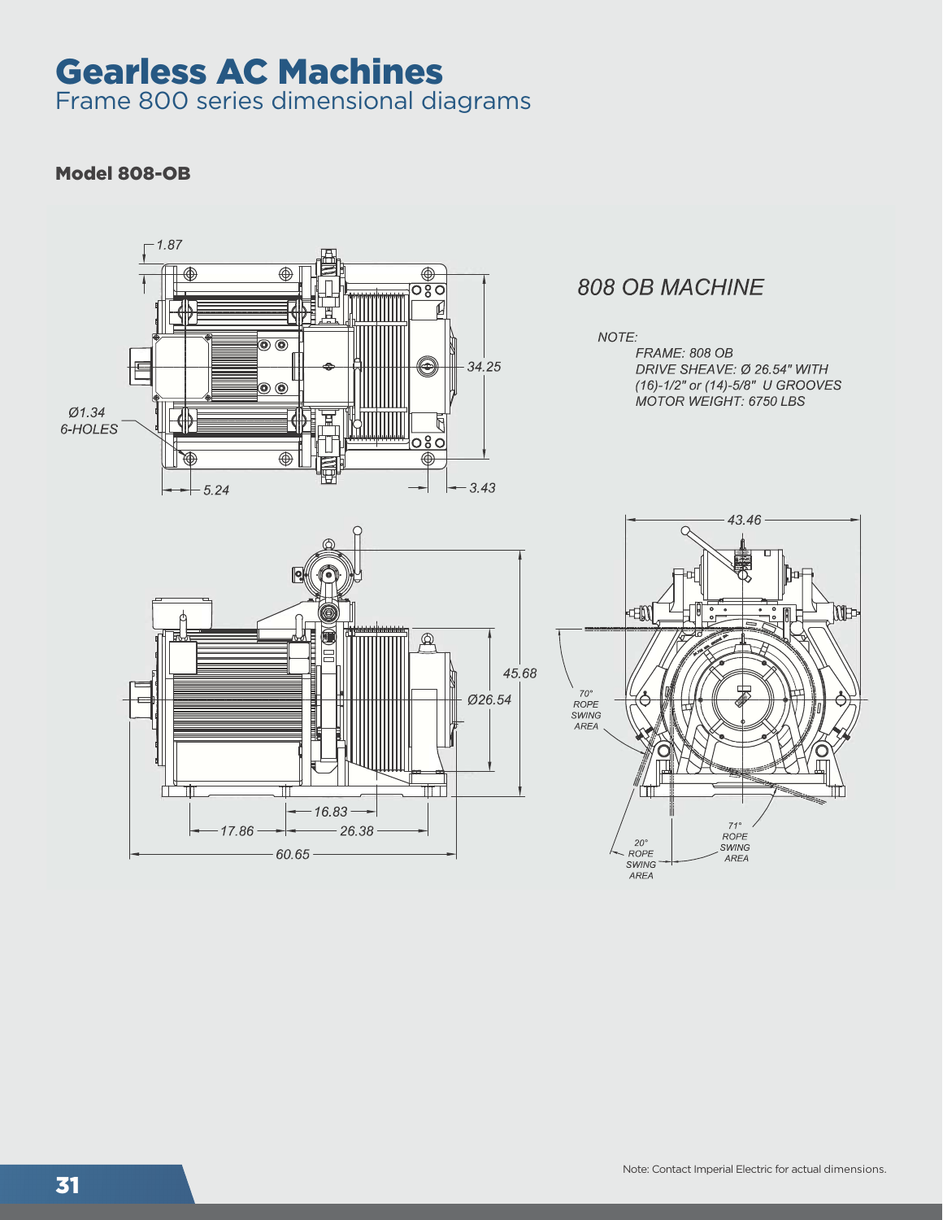# Gearless AC Machines

Frame 800 series dimensional diagrams

### Model 808-OB

808 OB MACHINE

NOTE:

FRAME: 808 OB
DRIVE SHEAVE: Ø 26.54" WITH (16)-1/2" or (14)-5/8" U GROOVES
MOTOR WEIGHT: 6750 LBS

1.87

34.25

Ø1.34
6-HOLES

5.24

3.43

43.46

45.68

Ø26.54

70° ROPE SWING AREA

16.83

17.86

26.38

60.65

71° ROPE SWING AREA

20° ROPE SWING AREA

Note: Contact Imperial Electric for actual dimensions.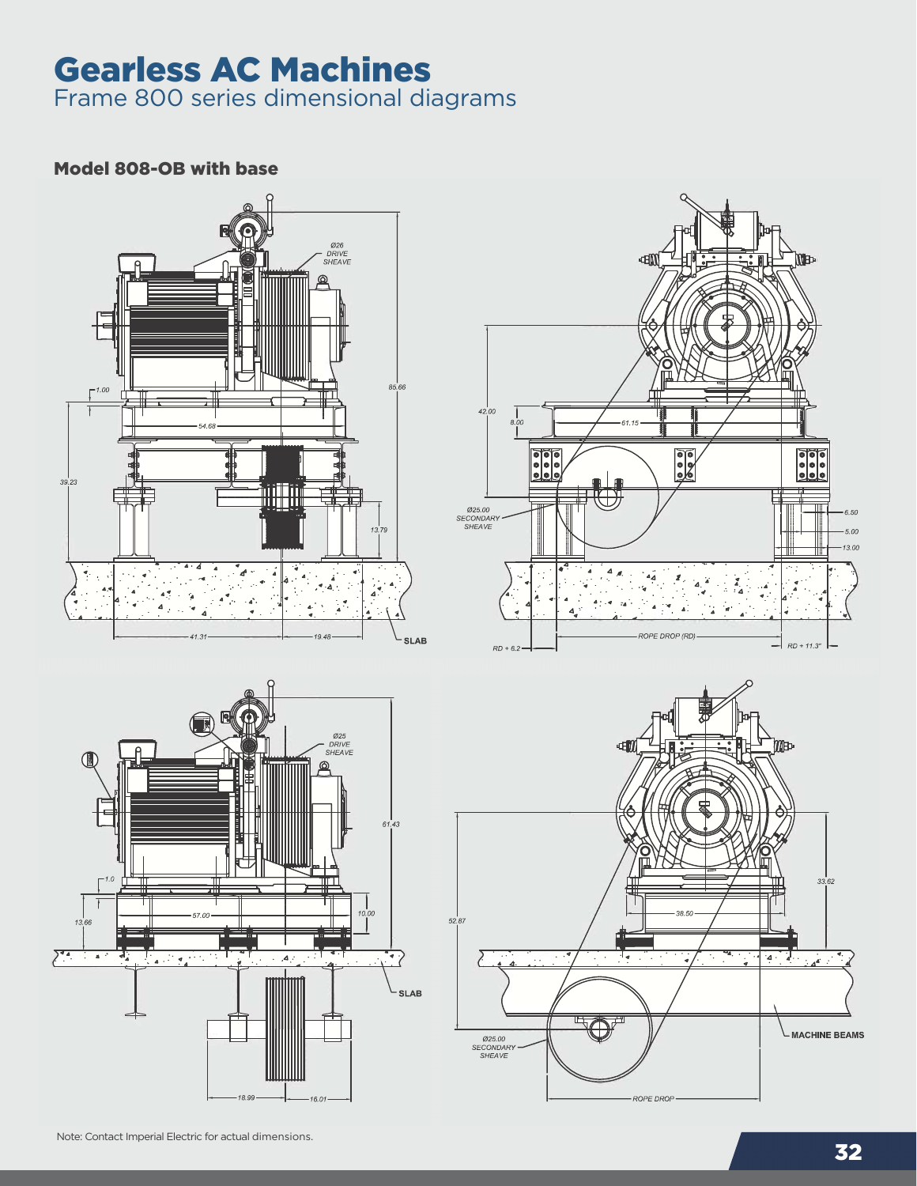# Gearless AC Machines

Frame 800 series dimensional diagrams

### Model 808-OB with base

Ø26
DRIVE
SHEAVE

85.66

1.00

54.68

39.23

13.79

41.31

19.48

SLAB

42.00

8.00

61.15

Ø25.00
SECONDARY
SHEAVE

6.50

5.00

13.00

RD + 6.2

ROPE DROP (RD)

RD + 11.3"

Ø25
DRIVE
SHEAVE

61.43

1.0

57.00

10.00

13.66

SLAB

18.99

16.01

33.62

38.50

52.87

MACHINE BEAMS

Ø25.00
SECONDARY
SHEAVE

ROPE DROP

Note: Contact Imperial Electric for actual dimensions.